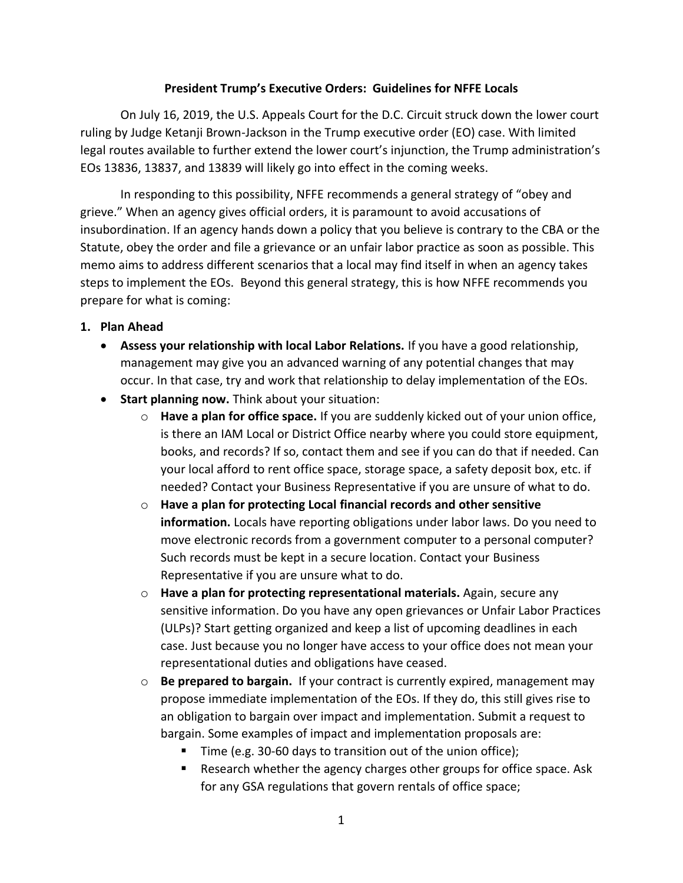# President Trump's Executive Orders: Guidelines for NFFE Locals

On July 16, 2019, the U.S. Appeals Court for the D.C. Circuit struck down the lower court ruling by Judge Ketanji Brown-Jackson in the Trump executive order (EO) case. With limited legal routes available to further extend the lower court's injunction, the Trump administration's EOs 13836, 13837, and 13839 will likely go into effect in the coming weeks.

In responding to this possibility, NFFE recommends a general strategy of "obey and grieve." When an agency gives official orders, it is paramount to avoid accusations of insubordination. If an agency hands down a policy that you believe is contrary to the CBA or the Statute, obey the order and file a grievance or an unfair labor practice as soon as possible. This memo aims to address different scenarios that a local may find itself in when an agency takes steps to implement the EOs. Beyond this general strategy, this is how NFFE recommends you prepare for what is coming:

1. **Plan Ahead**
   - **Assess your relationship with local Labor Relations.** If you have a good relationship, management may give you an advanced warning of any potential changes that may occur. In that case, try and work that relationship to delay implementation of the EOs.
   - **Start planning now.** Think about your situation:
     - **Have a plan for office space.** If you are suddenly kicked out of your union office, is there an IAM Local or District Office nearby where you could store equipment, books, and records? If so, contact them and see if you can do that if needed. Can your local afford to rent office space, storage space, a safety deposit box, etc. if needed? Contact your Business Representative if you are unsure of what to do.
     - **Have a plan for protecting Local financial records and other sensitive information.** Locals have reporting obligations under labor laws. Do you need to move electronic records from a government computer to a personal computer? Such records must be kept in a secure location. Contact your Business Representative if you are unsure what to do.
     - **Have a plan for protecting representational materials.** Again, secure any sensitive information. Do you have any open grievances or Unfair Labor Practices (ULPs)? Start getting organized and keep a list of upcoming deadlines in each case. Just because you no longer have access to your office does not mean your representational duties and obligations have ceased.
     - **Be prepared to bargain.** If your contract is currently expired, management may propose immediate implementation of the EOs. If they do, this still gives rise to an obligation to bargain over impact and implementation. Submit a request to bargain. Some examples of impact and implementation proposals are:
       - Time (e.g. 30-60 days to transition out of the union office);
       - Research whether the agency charges other groups for office space. Ask for any GSA regulations that govern rentals of office space;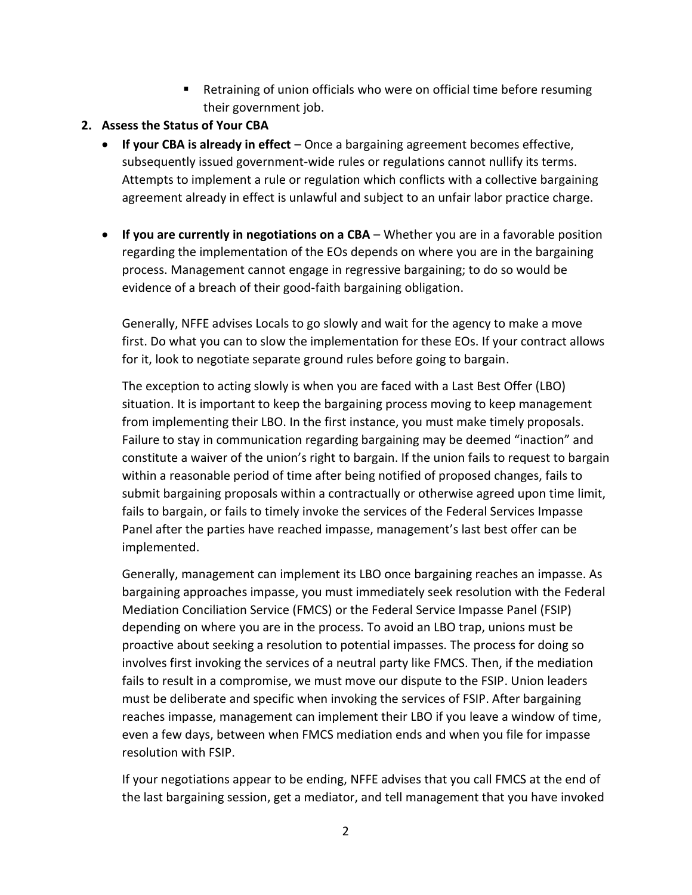- Retraining of union officials who were on official time before resuming their government job.

2. **Assess the Status of Your CBA**
   - **If your CBA is already in effect** – Once a bargaining agreement becomes effective, subsequently issued government-wide rules or regulations cannot nullify its terms. Attempts to implement a rule or regulation which conflicts with a collective bargaining agreement already in effect is unlawful and subject to an unfair labor practice charge.

   - **If you are currently in negotiations on a CBA** – Whether you are in a favorable position regarding the implementation of the EOs depends on where you are in the bargaining process. Management cannot engage in regressive bargaining; to do so would be evidence of a breach of their good-faith bargaining obligation.

     Generally, NFFE advises Locals to go slowly and wait for the agency to make a move first. Do what you can to slow the implementation for these EOs. If your contract allows for it, look to negotiate separate ground rules before going to bargain.

     The exception to acting slowly is when you are faced with a Last Best Offer (LBO) situation. It is important to keep the bargaining process moving to keep management from implementing their LBO. In the first instance, you must make timely proposals. Failure to stay in communication regarding bargaining may be deemed "inaction" and constitute a waiver of the union's right to bargain. If the union fails to request to bargain within a reasonable period of time after being notified of proposed changes, fails to submit bargaining proposals within a contractually or otherwise agreed upon time limit, fails to bargain, or fails to timely invoke the services of the Federal Services Impasse Panel after the parties have reached impasse, management's last best offer can be implemented.

     Generally, management can implement its LBO once bargaining reaches an impasse. As bargaining approaches impasse, you must immediately seek resolution with the Federal Mediation Conciliation Service (FMCS) or the Federal Service Impasse Panel (FSIP) depending on where you are in the process. To avoid an LBO trap, unions must be proactive about seeking a resolution to potential impasses. The process for doing so involves first invoking the services of a neutral party like FMCS. Then, if the mediation fails to result in a compromise, we must move our dispute to the FSIP. Union leaders must be deliberate and specific when invoking the services of FSIP. After bargaining reaches impasse, management can implement their LBO if you leave a window of time, even a few days, between when FMCS mediation ends and when you file for impasse resolution with FSIP.

     If your negotiations appear to be ending, NFFE advises that you call FMCS at the end of the last bargaining session, get a mediator, and tell management that you have invoked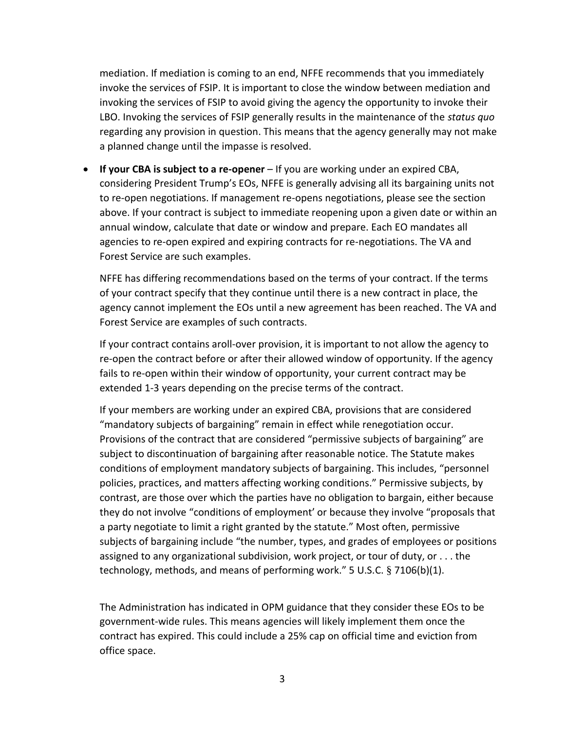mediation. If mediation is coming to an end, NFFE recommends that you immediately invoke the services of FSIP. It is important to close the window between mediation and invoking the services of FSIP to avoid giving the agency the opportunity to invoke their LBO. Invoking the services of FSIP generally results in the maintenance of the *status quo* regarding any provision in question. This means that the agency generally may not make a planned change until the impasse is resolved.

- **If your CBA is subject to a re-opener** – If you are working under an expired CBA, considering President Trump's EOs, NFFE is generally advising all its bargaining units not to re-open negotiations. If management re-opens negotiations, please see the section above. If your contract is subject to immediate reopening upon a given date or within an annual window, calculate that date or window and prepare. Each EO mandates all agencies to re-open expired and expiring contracts for re-negotiations. The VA and Forest Service are such examples.

  NFFE has differing recommendations based on the terms of your contract. If the terms of your contract specify that they continue until there is a new contract in place, the agency cannot implement the EOs until a new agreement has been reached. The VA and Forest Service are examples of such contracts.

  If your contract contains aroll-over provision, it is important to not allow the agency to re-open the contract before or after their allowed window of opportunity. If the agency fails to re-open within their window of opportunity, your current contract may be extended 1-3 years depending on the precise terms of the contract.

  If your members are working under an expired CBA, provisions that are considered "mandatory subjects of bargaining" remain in effect while renegotiation occur. Provisions of the contract that are considered "permissive subjects of bargaining" are subject to discontinuation of bargaining after reasonable notice. The Statute makes conditions of employment mandatory subjects of bargaining. This includes, "personnel policies, practices, and matters affecting working conditions." Permissive subjects, by contrast, are those over which the parties have no obligation to bargain, either because they do not involve "conditions of employment' or because they involve "proposals that a party negotiate to limit a right granted by the statute." Most often, permissive subjects of bargaining include "the number, types, and grades of employees or positions assigned to any organizational subdivision, work project, or tour of duty, or . . . the technology, methods, and means of performing work." 5 U.S.C. § 7106(b)(1).

  The Administration has indicated in OPM guidance that they consider these EOs to be government-wide rules. This means agencies will likely implement them once the contract has expired. This could include a 25% cap on official time and eviction from office space.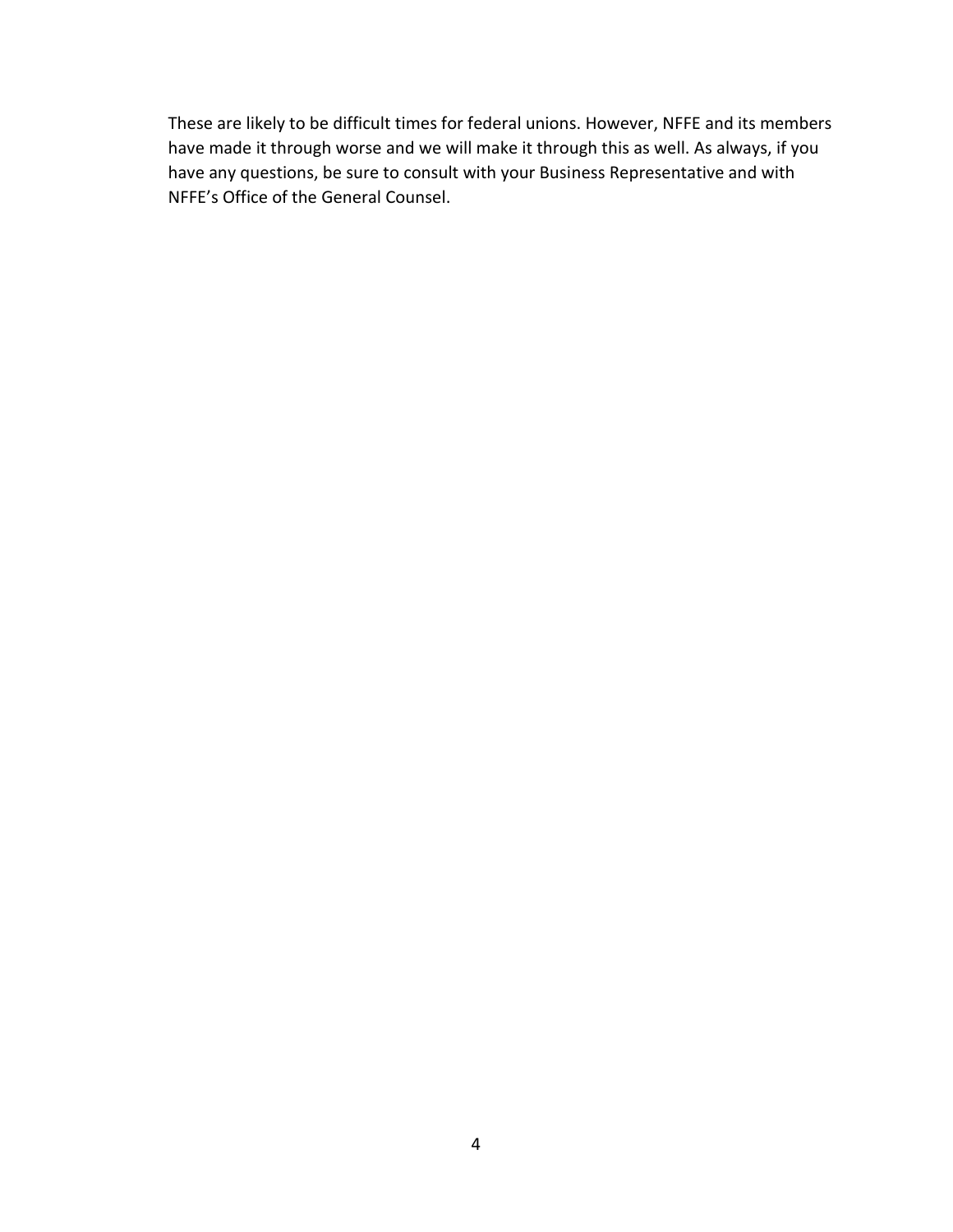These are likely to be difficult times for federal unions. However, NFFE and its members have made it through worse and we will make it through this as well. As always, if you have any questions, be sure to consult with your Business Representative and with NFFE's Office of the General Counsel.